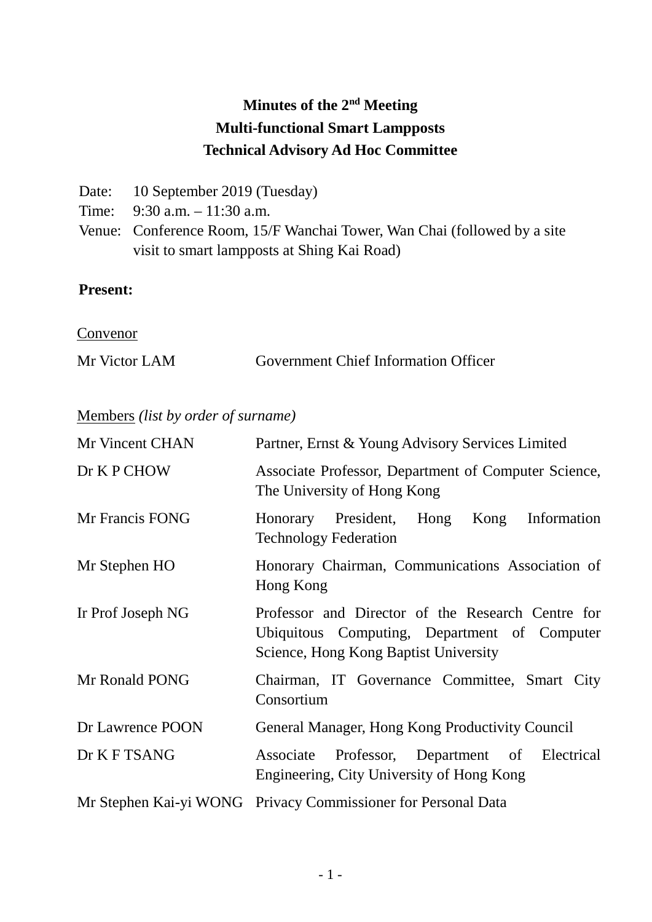# Minutes of the 2nd Meeting
# Multi-functional Smart Lampposts
# Technical Advisory Ad Hoc Committee

Date: 10 September 2019 (Tuesday)
Time: 9:30 a.m. – 11:30 a.m.
Venue: Conference Room, 15/F Wanchai Tower, Wan Chai (followed by a site visit to smart lampposts at Shing Kai Road)

**Present:**

Convenor

| | |
|---|---|
| Mr Victor LAM | Government Chief Information Officer |

Members *(list by order of surname)*

| | |
|---|---|
| Mr Vincent CHAN | Partner, Ernst & Young Advisory Services Limited |
| Dr K P CHOW | Associate Professor, Department of Computer Science, The University of Hong Kong |
| Mr Francis FONG | Honorary President, Hong Kong Information Technology Federation |
| Mr Stephen HO | Honorary Chairman, Communications Association of Hong Kong |
| Ir Prof Joseph NG | Professor and Director of the Research Centre for Ubiquitous Computing, Department of Computer Science, Hong Kong Baptist University |
| Mr Ronald PONG | Chairman, IT Governance Committee, Smart City Consortium |
| Dr Lawrence POON | General Manager, Hong Kong Productivity Council |
| Dr K F TSANG | Associate Professor, Department of Electrical Engineering, City University of Hong Kong |
| Mr Stephen Kai-yi WONG | Privacy Commissioner for Personal Data |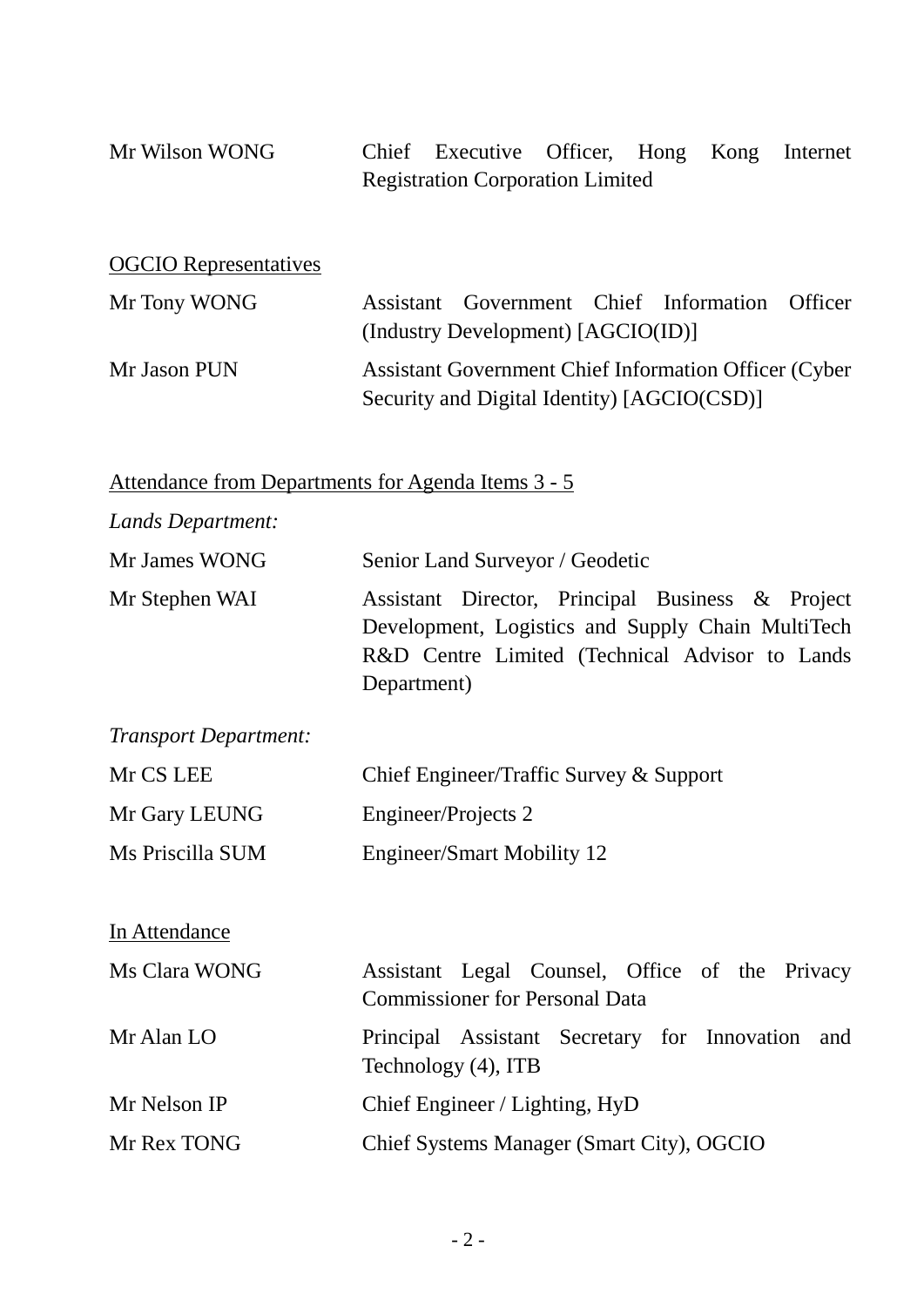| | |
|---|---|
| Mr Wilson WONG | Chief Executive Officer, Hong Kong Internet Registration Corporation Limited |

<u>OGCIO Representatives</u>

| | |
|---|---|
| Mr Tony WONG | Assistant Government Chief Information Officer (Industry Development) [AGCIO(ID)] |
| Mr Jason PUN | Assistant Government Chief Information Officer (Cyber Security and Digital Identity) [AGCIO(CSD)] |

<u>Attendance from Departments for Agenda Items 3 - 5</u>

*Lands Department:*

| | |
|---|---|
| Mr James WONG | Senior Land Surveyor / Geodetic |
| Mr Stephen WAI | Assistant Director, Principal Business & Project Development, Logistics and Supply Chain MultiTech R&D Centre Limited (Technical Advisor to Lands Department) |

*Transport Department:*

| | |
|---|---|
| Mr CS LEE | Chief Engineer/Traffic Survey & Support |
| Mr Gary LEUNG | Engineer/Projects 2 |
| Ms Priscilla SUM | Engineer/Smart Mobility 12 |

<u>In Attendance</u>

| | |
|---|---|
| Ms Clara WONG | Assistant Legal Counsel, Office of the Privacy Commissioner for Personal Data |
| Mr Alan LO | Principal Assistant Secretary for Innovation and Technology (4), ITB |
| Mr Nelson IP | Chief Engineer / Lighting, HyD |
| Mr Rex TONG | Chief Systems Manager (Smart City), OGCIO |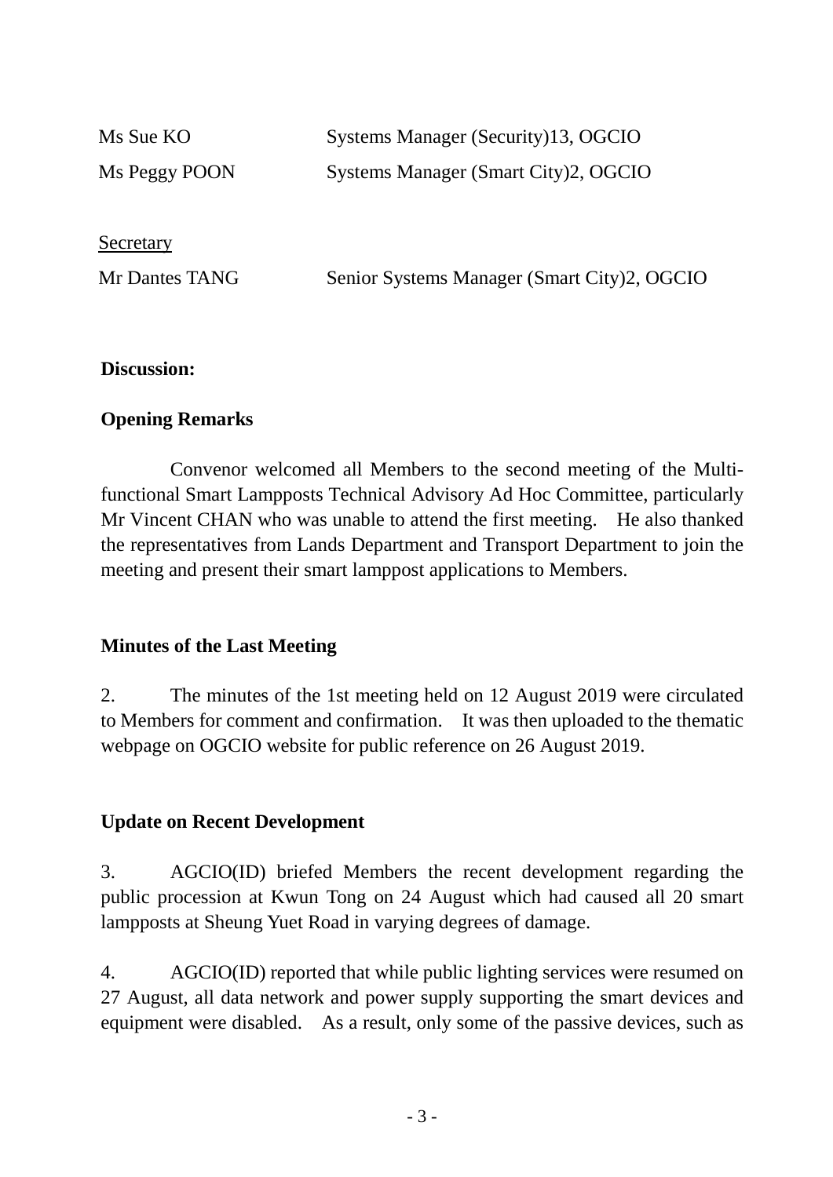| | |
|---|---|
| Ms Sue KO | Systems Manager (Security)13, OGCIO |
| Ms Peggy POON | Systems Manager (Smart City)2, OGCIO |

Secretary

| | |
|---|---|
| Mr Dantes TANG | Senior Systems Manager (Smart City)2, OGCIO |

**Discussion:**

**Opening Remarks**

Convenor welcomed all Members to the second meeting of the Multi-functional Smart Lampposts Technical Advisory Ad Hoc Committee, particularly Mr Vincent CHAN who was unable to attend the first meeting. He also thanked the representatives from Lands Department and Transport Department to join the meeting and present their smart lamppost applications to Members.

**Minutes of the Last Meeting**

2. The minutes of the 1st meeting held on 12 August 2019 were circulated to Members for comment and confirmation. It was then uploaded to the thematic webpage on OGCIO website for public reference on 26 August 2019.

**Update on Recent Development**

3. AGCIO(ID) briefed Members the recent development regarding the public procession at Kwun Tong on 24 August which had caused all 20 smart lampposts at Sheung Yuet Road in varying degrees of damage.

4. AGCIO(ID) reported that while public lighting services were resumed on 27 August, all data network and power supply supporting the smart devices and equipment were disabled. As a result, only some of the passive devices, such as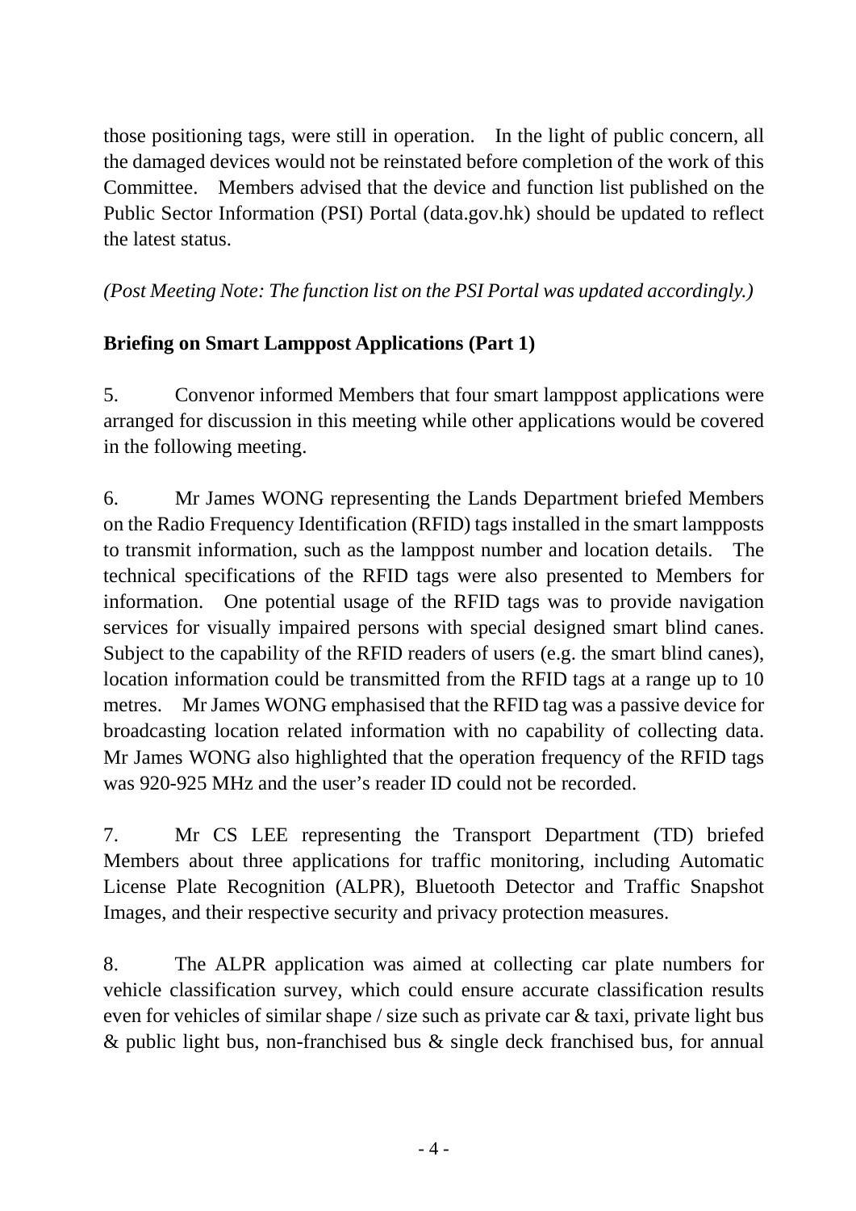those positioning tags, were still in operation. In the light of public concern, all the damaged devices would not be reinstated before completion of the work of this Committee. Members advised that the device and function list published on the Public Sector Information (PSI) Portal (data.gov.hk) should be updated to reflect the latest status.

*(Post Meeting Note: The function list on the PSI Portal was updated accordingly.)*

**Briefing on Smart Lamppost Applications (Part 1)**

5. Convenor informed Members that four smart lamppost applications were arranged for discussion in this meeting while other applications would be covered in the following meeting.

6. Mr James WONG representing the Lands Department briefed Members on the Radio Frequency Identification (RFID) tags installed in the smart lampposts to transmit information, such as the lamppost number and location details. The technical specifications of the RFID tags were also presented to Members for information. One potential usage of the RFID tags was to provide navigation services for visually impaired persons with special designed smart blind canes. Subject to the capability of the RFID readers of users (e.g. the smart blind canes), location information could be transmitted from the RFID tags at a range up to 10 metres. Mr James WONG emphasised that the RFID tag was a passive device for broadcasting location related information with no capability of collecting data. Mr James WONG also highlighted that the operation frequency of the RFID tags was 920-925 MHz and the user's reader ID could not be recorded.

7. Mr CS LEE representing the Transport Department (TD) briefed Members about three applications for traffic monitoring, including Automatic License Plate Recognition (ALPR), Bluetooth Detector and Traffic Snapshot Images, and their respective security and privacy protection measures.

8. The ALPR application was aimed at collecting car plate numbers for vehicle classification survey, which could ensure accurate classification results even for vehicles of similar shape / size such as private car & taxi, private light bus & public light bus, non-franchised bus & single deck franchised bus, for annual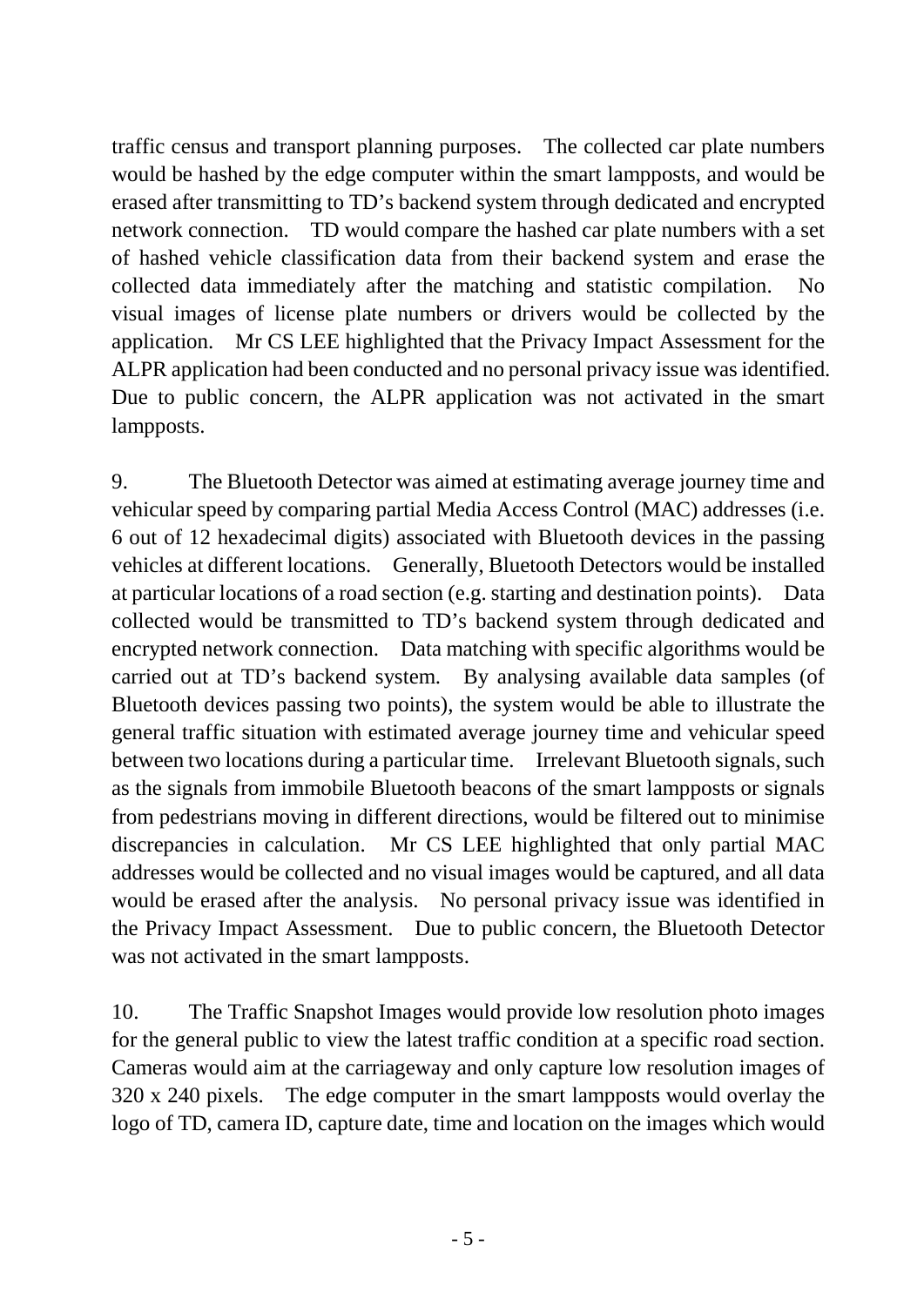traffic census and transport planning purposes. The collected car plate numbers would be hashed by the edge computer within the smart lampposts, and would be erased after transmitting to TD's backend system through dedicated and encrypted network connection. TD would compare the hashed car plate numbers with a set of hashed vehicle classification data from their backend system and erase the collected data immediately after the matching and statistic compilation. No visual images of license plate numbers or drivers would be collected by the application. Mr CS LEE highlighted that the Privacy Impact Assessment for the ALPR application had been conducted and no personal privacy issue was identified. Due to public concern, the ALPR application was not activated in the smart lampposts.

9. The Bluetooth Detector was aimed at estimating average journey time and vehicular speed by comparing partial Media Access Control (MAC) addresses (i.e. 6 out of 12 hexadecimal digits) associated with Bluetooth devices in the passing vehicles at different locations. Generally, Bluetooth Detectors would be installed at particular locations of a road section (e.g. starting and destination points). Data collected would be transmitted to TD's backend system through dedicated and encrypted network connection. Data matching with specific algorithms would be carried out at TD's backend system. By analysing available data samples (of Bluetooth devices passing two points), the system would be able to illustrate the general traffic situation with estimated average journey time and vehicular speed between two locations during a particular time. Irrelevant Bluetooth signals, such as the signals from immobile Bluetooth beacons of the smart lampposts or signals from pedestrians moving in different directions, would be filtered out to minimise discrepancies in calculation. Mr CS LEE highlighted that only partial MAC addresses would be collected and no visual images would be captured, and all data would be erased after the analysis. No personal privacy issue was identified in the Privacy Impact Assessment. Due to public concern, the Bluetooth Detector was not activated in the smart lampposts.

10. The Traffic Snapshot Images would provide low resolution photo images for the general public to view the latest traffic condition at a specific road section. Cameras would aim at the carriageway and only capture low resolution images of 320 x 240 pixels. The edge computer in the smart lampposts would overlay the logo of TD, camera ID, capture date, time and location on the images which would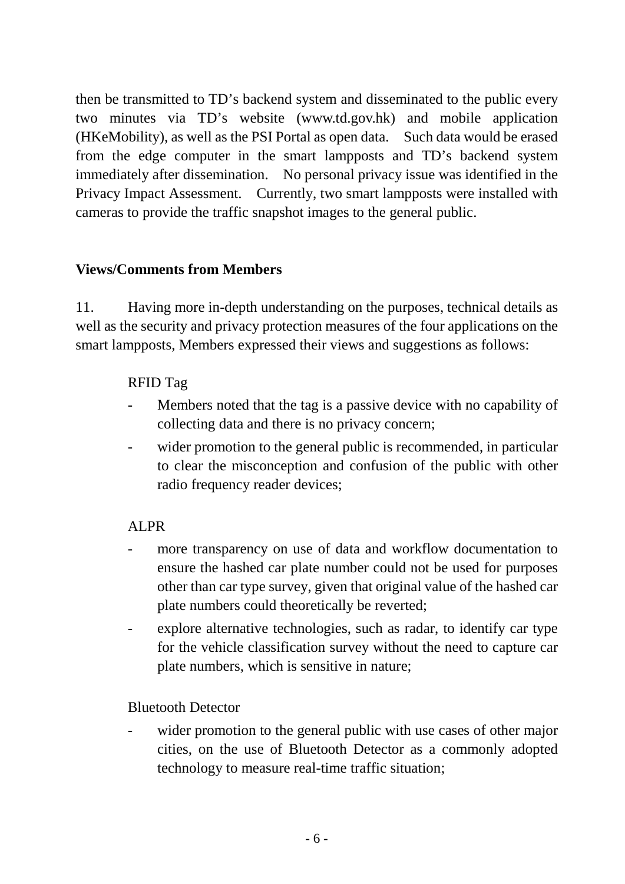then be transmitted to TD's backend system and disseminated to the public every two minutes via TD's website (www.td.gov.hk) and mobile application (HKeMobility), as well as the PSI Portal as open data. Such data would be erased from the edge computer in the smart lampposts and TD's backend system immediately after dissemination. No personal privacy issue was identified in the Privacy Impact Assessment. Currently, two smart lampposts were installed with cameras to provide the traffic snapshot images to the general public.

**Views/Comments from Members**

11. Having more in-depth understanding on the purposes, technical details as well as the security and privacy protection measures of the four applications on the smart lampposts, Members expressed their views and suggestions as follows:

RFID Tag

- Members noted that the tag is a passive device with no capability of collecting data and there is no privacy concern;
- wider promotion to the general public is recommended, in particular to clear the misconception and confusion of the public with other radio frequency reader devices;

ALPR

- more transparency on use of data and workflow documentation to ensure the hashed car plate number could not be used for purposes other than car type survey, given that original value of the hashed car plate numbers could theoretically be reverted;
- explore alternative technologies, such as radar, to identify car type for the vehicle classification survey without the need to capture car plate numbers, which is sensitive in nature;

Bluetooth Detector

- wider promotion to the general public with use cases of other major cities, on the use of Bluetooth Detector as a commonly adopted technology to measure real-time traffic situation;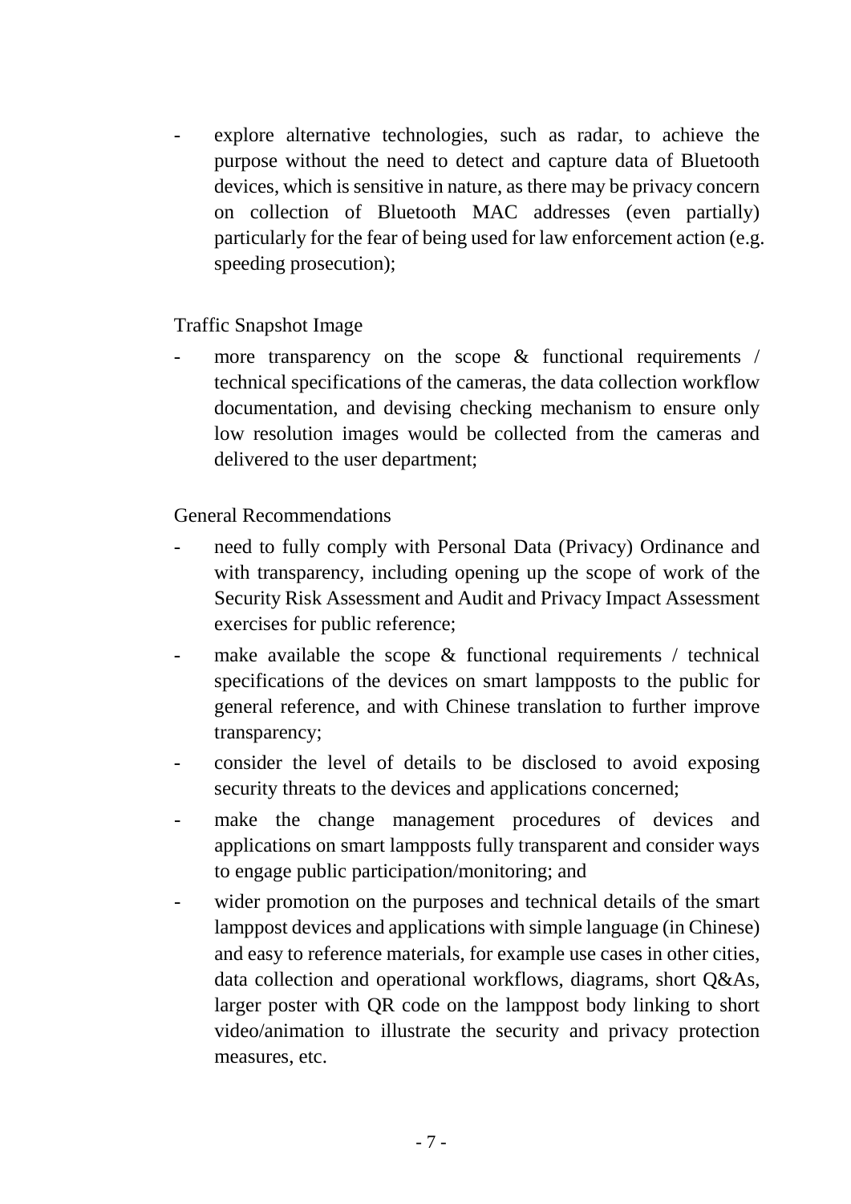- explore alternative technologies, such as radar, to achieve the purpose without the need to detect and capture data of Bluetooth devices, which is sensitive in nature, as there may be privacy concern on collection of Bluetooth MAC addresses (even partially) particularly for the fear of being used for law enforcement action (e.g. speeding prosecution);

Traffic Snapshot Image

- more transparency on the scope & functional requirements / technical specifications of the cameras, the data collection workflow documentation, and devising checking mechanism to ensure only low resolution images would be collected from the cameras and delivered to the user department;

General Recommendations

- need to fully comply with Personal Data (Privacy) Ordinance and with transparency, including opening up the scope of work of the Security Risk Assessment and Audit and Privacy Impact Assessment exercises for public reference;
- make available the scope & functional requirements / technical specifications of the devices on smart lampposts to the public for general reference, and with Chinese translation to further improve transparency;
- consider the level of details to be disclosed to avoid exposing security threats to the devices and applications concerned;
- make the change management procedures of devices and applications on smart lampposts fully transparent and consider ways to engage public participation/monitoring; and
- wider promotion on the purposes and technical details of the smart lamppost devices and applications with simple language (in Chinese) and easy to reference materials, for example use cases in other cities, data collection and operational workflows, diagrams, short Q&As, larger poster with QR code on the lamppost body linking to short video/animation to illustrate the security and privacy protection measures, etc.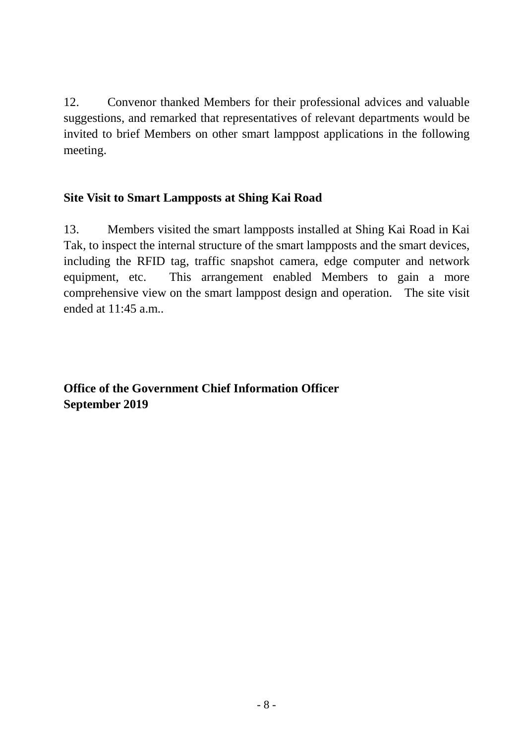12. Convenor thanked Members for their professional advices and valuable suggestions, and remarked that representatives of relevant departments would be invited to brief Members on other smart lamppost applications in the following meeting.

**Site Visit to Smart Lampposts at Shing Kai Road**

13. Members visited the smart lampposts installed at Shing Kai Road in Kai Tak, to inspect the internal structure of the smart lampposts and the smart devices, including the RFID tag, traffic snapshot camera, edge computer and network equipment, etc. This arrangement enabled Members to gain a more comprehensive view on the smart lamppost design and operation. The site visit ended at 11:45 a.m..

**Office of the Government Chief Information Officer**
**September 2019**